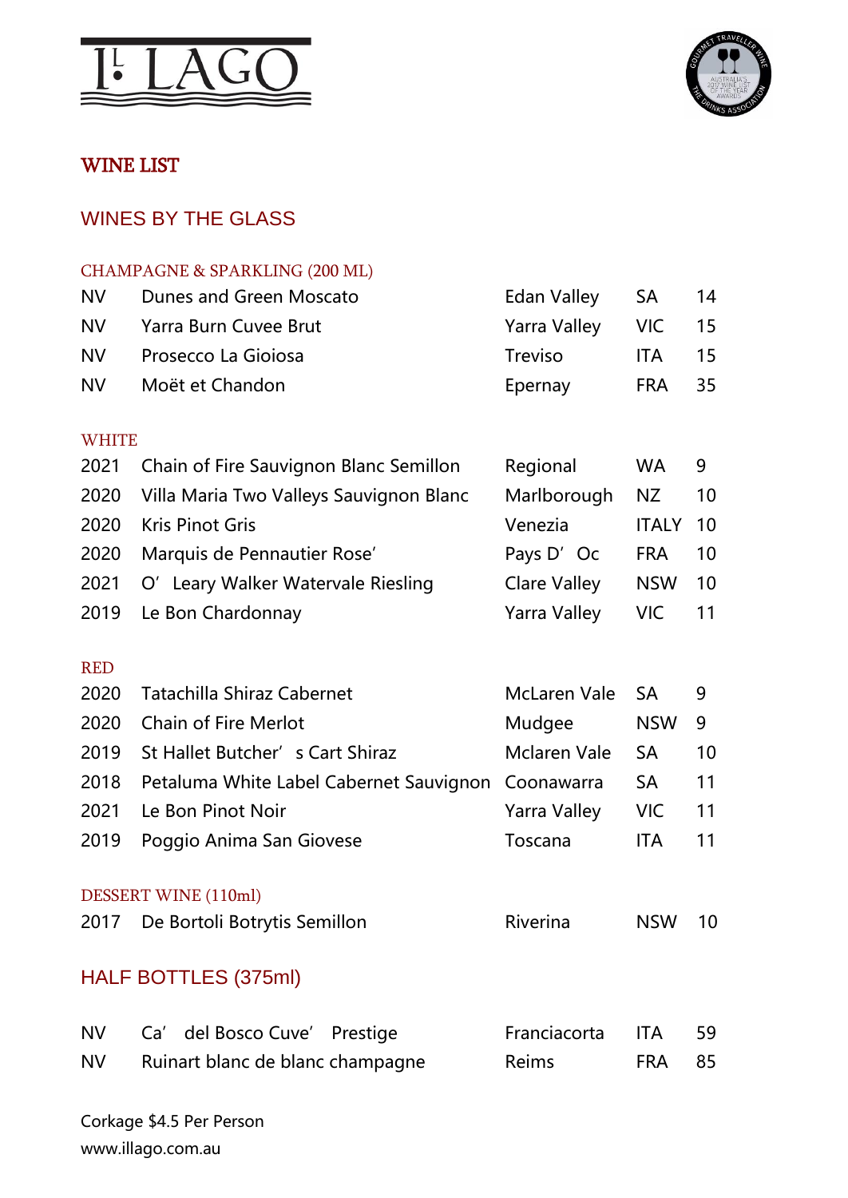# IL LAGO

## WINE LIST

## WINES BY THE GLASS

### CHAMPAGNE & SPARKLING (200 ML)

| | | | | |
|---|---|---|---|---|
| NV | Dunes and Green Moscato | Edan Valley | SA | 14 |
| NV | Yarra Burn Cuvee Brut | Yarra Valley | VIC | 15 |
| NV | Prosecco La Gioiosa | Treviso | ITA | 15 |
| NV | Moët et Chandon | Epernay | FRA | 35 |

### WHITE

| | | | | |
|---|---|---|---|---|
| 2021 | Chain of Fire Sauvignon Blanc Semillon | Regional | WA | 9 |
| 2020 | Villa Maria Two Valleys Sauvignon Blanc | Marlborough | NZ | 10 |
| 2020 | Kris Pinot Gris | Venezia | ITALY | 10 |
| 2020 | Marquis de Pennautier Rose' | Pays D' Oc | FRA | 10 |
| 2021 | O' Leary Walker Watervale Riesling | Clare Valley | NSW | 10 |
| 2019 | Le Bon Chardonnay | Yarra Valley | VIC | 11 |

### RED

| | | | | |
|---|---|---|---|---|
| 2020 | Tatachilla Shiraz Cabernet | McLaren Vale | SA | 9 |
| 2020 | Chain of Fire Merlot | Mudgee | NSW | 9 |
| 2019 | St Hallet Butcher' s Cart Shiraz | Mclaren Vale | SA | 10 |
| 2018 | Petaluma White Label Cabernet Sauvignon | Coonawarra | SA | 11 |
| 2021 | Le Bon Pinot Noir | Yarra Valley | VIC | 11 |
| 2019 | Poggio Anima San Giovese | Toscana | ITA | 11 |

### DESSERT WINE (110ml)

| | | | | |
|---|---|---|---|---|
| 2017 | De Bortoli Botrytis Semillon | Riverina | NSW | 10 |

## HALF BOTTLES (375ml)

| | | | | |
|---|---|---|---|---|
| NV | Ca' del Bosco Cuve' Prestige | Franciacorta | ITA | 59 |
| NV | Ruinart blanc de blanc champagne | Reims | FRA | 85 |

Corkage $4.5 Per Person

www.illago.com.au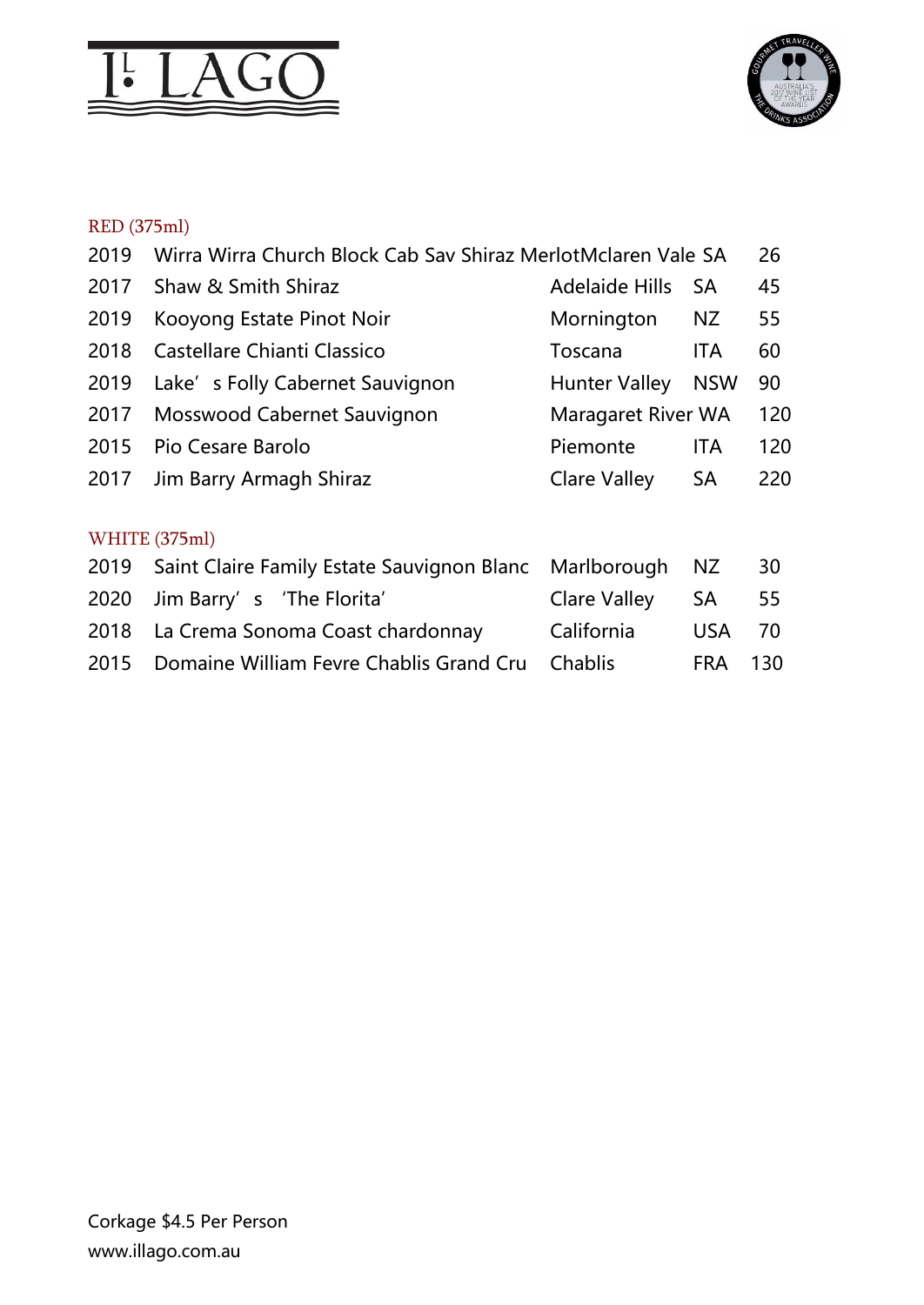# IL LAGO

## RED (375ml)

| Vintage | Wine | Region | State/Country | Price |
|---|---|---|---|---|
| 2019 | Wirra Wirra Church Block Cab Sav Shiraz Merlot | Mclaren Vale | SA | 26 |
| 2017 | Shaw & Smith Shiraz | Adelaide Hills | SA | 45 |
| 2019 | Kooyong Estate Pinot Noir | Mornington | NZ | 55 |
| 2018 | Castellare Chianti Classico | Toscana | ITA | 60 |
| 2019 | Lake's Folly Cabernet Sauvignon | Hunter Valley | NSW | 90 |
| 2017 | Mosswood Cabernet Sauvignon | Maragaret River | WA | 120 |
| 2015 | Pio Cesare Barolo | Piemonte | ITA | 120 |
| 2017 | Jim Barry Armagh Shiraz | Clare Valley | SA | 220 |

## WHITE (375ml)

| Vintage | Wine | Region | State/Country | Price |
|---|---|---|---|---|
| 2019 | Saint Claire Family Estate Sauvignon Blanc | Marlborough | NZ | 30 |
| 2020 | Jim Barry's 'The Florita' | Clare Valley | SA | 55 |
| 2018 | La Crema Sonoma Coast chardonnay | California | USA | 70 |
| 2015 | Domaine William Fevre Chablis Grand Cru | Chablis | FRA | 130 |

Corkage $4.5 Per Person
www.illago.com.au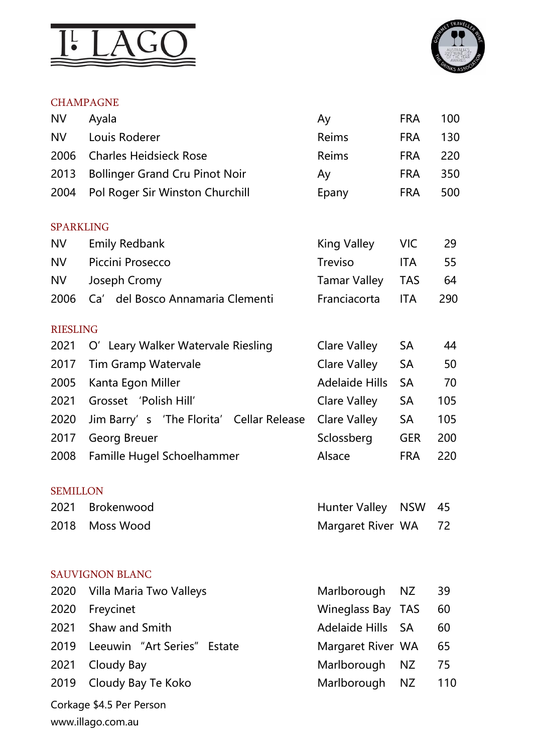# IL LAGO

## CHAMPAGNE

| | | | | |
|---|---|---|---|---|
| NV | Ayala | Ay | FRA | 100 |
| NV | Louis Roderer | Reims | FRA | 130 |
| 2006 | Charles Heidsieck Rose | Reims | FRA | 220 |
| 2013 | Bollinger Grand Cru Pinot Noir | Ay | FRA | 350 |
| 2004 | Pol Roger Sir Winston Churchill | Epany | FRA | 500 |

## SPARKLING

| | | | | |
|---|---|---|---|---|
| NV | Emily Redbank | King Valley | VIC | 29 |
| NV | Piccini Prosecco | Treviso | ITA | 55 |
| NV | Joseph Cromy | Tamar Valley | TAS | 64 |
| 2006 | Ca' del Bosco Annamaria Clementi | Franciacorta | ITA | 290 |

## RIESLING

| | | | | |
|---|---|---|---|---|
| 2021 | O' Leary Walker Watervale Riesling | Clare Valley | SA | 44 |
| 2017 | Tim Gramp Watervale | Clare Valley | SA | 50 |
| 2005 | Kanta Egon Miller | Adelaide Hills | SA | 70 |
| 2021 | Grosset 'Polish Hill' | Clare Valley | SA | 105 |
| 2020 | Jim Barry' s 'The Florita' Cellar Release | Clare Valley | SA | 105 |
| 2017 | Georg Breuer | Sclossberg | GER | 200 |
| 2008 | Famille Hugel Schoelhammer | Alsace | FRA | 220 |

## SEMILLON

| | | | | |
|---|---|---|---|---|
| 2021 | Brokenwood | Hunter Valley | NSW | 45 |
| 2018 | Moss Wood | Margaret River | WA | 72 |

## SAUVIGNON BLANC

| | | | | |
|---|---|---|---|---|
| 2020 | Villa Maria Two Valleys | Marlborough | NZ | 39 |
| 2020 | Freycinet | Wineglass Bay | TAS | 60 |
| 2021 | Shaw and Smith | Adelaide Hills | SA | 60 |
| 2019 | Leeuwin "Art Series" Estate | Margaret River | WA | 65 |
| 2021 | Cloudy Bay | Marlborough | NZ | 75 |
| 2019 | Cloudy Bay Te Koko | Marlborough | NZ | 110 |

Corkage $4.5 Per Person

www.illago.com.au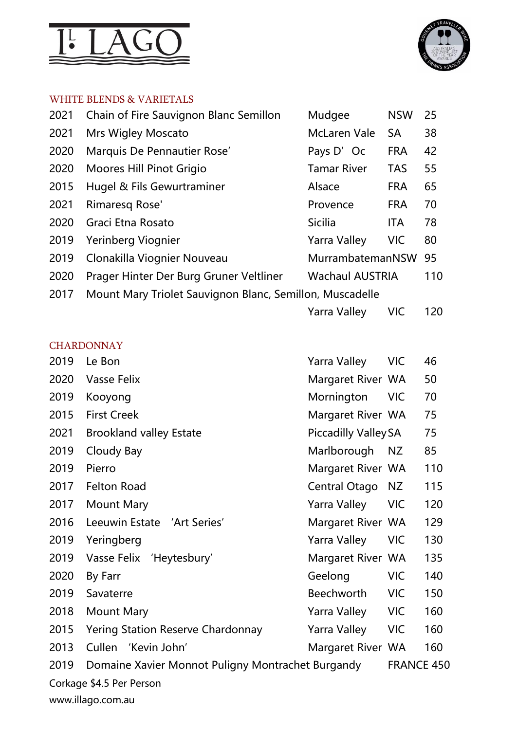# IL LAGO

## WHITE BLENDS & VARIETALS

| Year | Wine | Region | State | Price |
|---|---|---|---|---|
| 2021 | Chain of Fire Sauvignon Blanc Semillon | Mudgee | NSW | 25 |
| 2021 | Mrs Wigley Moscato | McLaren Vale | SA | 38 |
| 2020 | Marquis De Pennautier Rose' | Pays D' Oc | FRA | 42 |
| 2020 | Moores Hill Pinot Grigio | Tamar River | TAS | 55 |
| 2015 | Hugel & Fils Gewurtraminer | Alsace | FRA | 65 |
| 2021 | Rimaresq Rose' | Provence | FRA | 70 |
| 2020 | Graci Etna Rosato | Sicilia | ITA | 78 |
| 2019 | Yerinberg Viognier | Yarra Valley | VIC | 80 |
| 2019 | Clonakilla Viognier Nouveau | Murrambateman | NSW | 95 |
| 2020 | Prager Hinter Der Burg Gruner Veltliner | Wachaul | AUSTRIA | 110 |
| 2017 | Mount Mary Triolet Sauvignon Blanc, Semillon, Muscadelle | Yarra Valley | VIC | 120 |

## CHARDONNAY

| Year | Wine | Region | State | Price |
|---|---|---|---|---|
| 2019 | Le Bon | Yarra Valley | VIC | 46 |
| 2020 | Vasse Felix | Margaret River | WA | 50 |
| 2019 | Kooyong | Mornington | VIC | 70 |
| 2015 | First Creek | Margaret River | WA | 75 |
| 2021 | Brookland valley Estate | Piccadilly Valley | SA | 75 |
| 2019 | Cloudy Bay | Marlborough | NZ | 85 |
| 2019 | Pierro | Margaret River | WA | 110 |
| 2017 | Felton Road | Central Otago | NZ | 115 |
| 2017 | Mount Mary | Yarra Valley | VIC | 120 |
| 2016 | Leeuwin Estate 'Art Series' | Margaret River | WA | 129 |
| 2019 | Yeringberg | Yarra Valley | VIC | 130 |
| 2019 | Vasse Felix 'Heytesbury' | Margaret River | WA | 135 |
| 2020 | By Farr | Geelong | VIC | 140 |
| 2019 | Savaterre | Beechworth | VIC | 150 |
| 2018 | Mount Mary | Yarra Valley | VIC | 160 |
| 2015 | Yering Station Reserve Chardonnay | Yarra Valley | VIC | 160 |
| 2013 | Cullen 'Kevin John' | Margaret River | WA | 160 |
| 2019 | Domaine Xavier Monnot Puligny Montrachet Burgandy | | FRANCE | 450 |

Corkage $4.5 Per Person

www.illago.com.au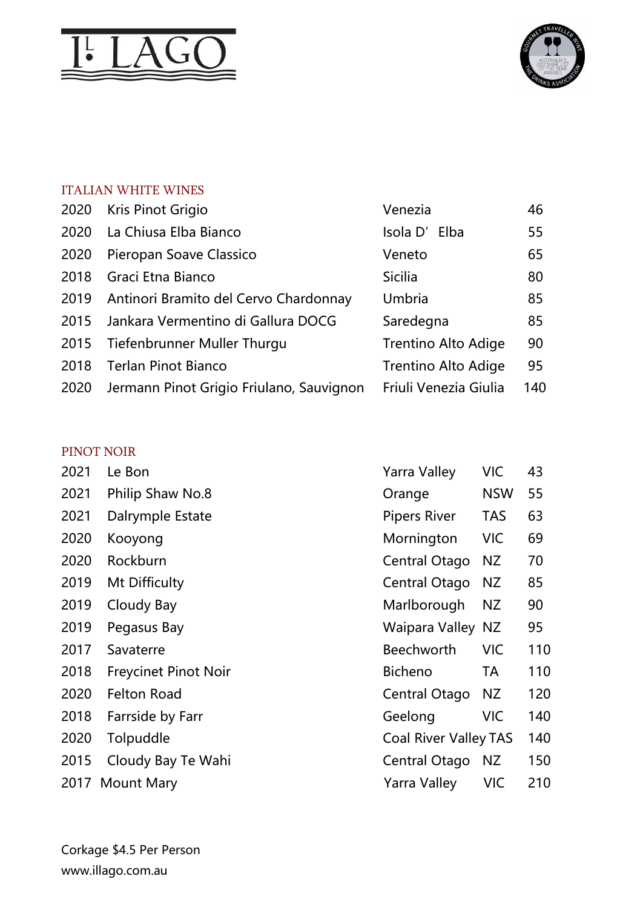# IL LAGO

## ITALIAN WHITE WINES

| Year | Wine | Region | Price |
|---|---|---|---|
| 2020 | Kris Pinot Grigio | Venezia | 46 |
| 2020 | La Chiusa Elba Bianco | Isola D' Elba | 55 |
| 2020 | Pieropan Soave Classico | Veneto | 65 |
| 2018 | Graci Etna Bianco | Sicilia | 80 |
| 2019 | Antinori Bramito del Cervo Chardonnay | Umbria | 85 |
| 2015 | Jankara Vermentino di Gallura DOCG | Saredegna | 85 |
| 2015 | Tiefenbrunner Muller Thurgu | Trentino Alto Adige | 90 |
| 2018 | Terlan Pinot Bianco | Trentino Alto Adige | 95 |
| 2020 | Jermann Pinot Grigio Friulano, Sauvignon | Friuli Venezia Giulia | 140 |

## PINOT NOIR

| Year | Wine | Region | State | Price |
|---|---|---|---|---|
| 2021 | Le Bon | Yarra Valley | VIC | 43 |
| 2021 | Philip Shaw No.8 | Orange | NSW | 55 |
| 2021 | Dalrymple Estate | Pipers River | TAS | 63 |
| 2020 | Kooyong | Mornington | VIC | 69 |
| 2020 | Rockburn | Central Otago | NZ | 70 |
| 2019 | Mt Difficulty | Central Otago | NZ | 85 |
| 2019 | Cloudy Bay | Marlborough | NZ | 90 |
| 2019 | Pegasus Bay | Waipara Valley | NZ | 95 |
| 2017 | Savaterre | Beechworth | VIC | 110 |
| 2018 | Freycinet Pinot Noir | Bicheno | TA | 110 |
| 2020 | Felton Road | Central Otago | NZ | 120 |
| 2018 | Farrside by Farr | Geelong | VIC | 140 |
| 2020 | Tolpuddle | Coal River Valley | TAS | 140 |
| 2015 | Cloudy Bay Te Wahi | Central Otago | NZ | 150 |
| 2017 | Mount Mary | Yarra Valley | VIC | 210 |

Corkage $4.5 Per Person

www.illago.com.au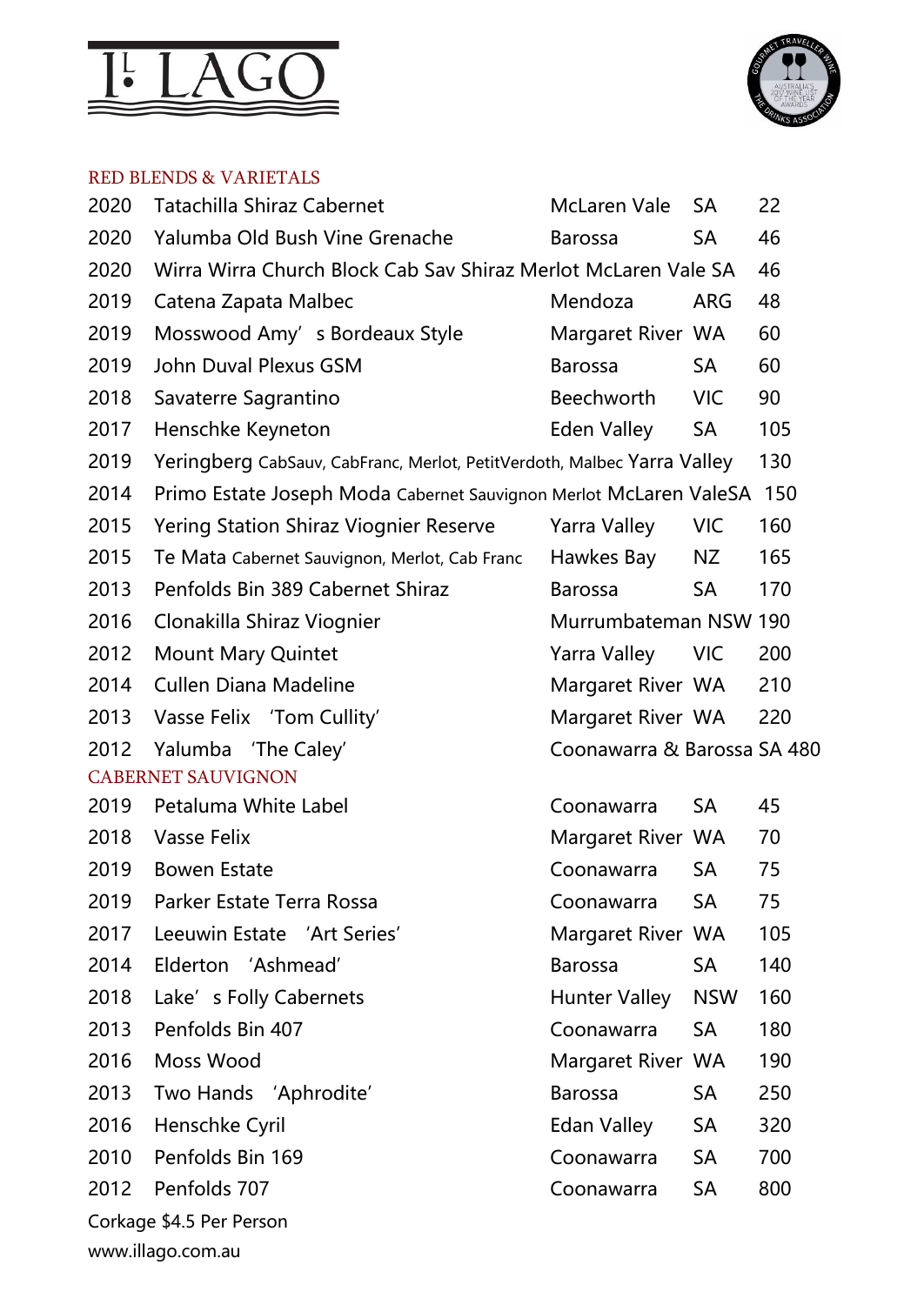# IL LAGO

## RED BLENDS & VARIETALS

| Year | Wine | Region | State | Price |
|---|---|---|---|---|
| 2020 | Tatachilla Shiraz Cabernet | McLaren Vale | SA | 22 |
| 2020 | Yalumba Old Bush Vine Grenache | Barossa | SA | 46 |
| 2020 | Wirra Wirra Church Block Cab Sav Shiraz Merlot | McLaren Vale | SA | 46 |
| 2019 | Catena Zapata Malbec | Mendoza | ARG | 48 |
| 2019 | Mosswood Amy's Bordeaux Style | Margaret River | WA | 60 |
| 2019 | John Duval Plexus GSM | Barossa | SA | 60 |
| 2018 | Savaterre Sagrantino | Beechworth | VIC | 90 |
| 2017 | Henschke Keyneton | Eden Valley | SA | 105 |
| 2019 | Yeringberg CabSauv, CabFranc, Merlot, PetitVerdoth, Malbec | Yarra Valley | | 130 |
| 2014 | Primo Estate Joseph Moda Cabernet Sauvignon Merlot | McLaren Vale | SA | 150 |
| 2015 | Yering Station Shiraz Viognier Reserve | Yarra Valley | VIC | 160 |
| 2015 | Te Mata Cabernet Sauvignon, Merlot, Cab Franc | Hawkes Bay | NZ | 165 |
| 2013 | Penfolds Bin 389 Cabernet Shiraz | Barossa | SA | 170 |
| 2016 | Clonakilla Shiraz Viognier | Murrumbateman | NSW | 190 |
| 2012 | Mount Mary Quintet | Yarra Valley | VIC | 200 |
| 2014 | Cullen Diana Madeline | Margaret River | WA | 210 |
| 2013 | Vasse Felix 'Tom Cullity' | Margaret River | WA | 220 |
| 2012 | Yalumba 'The Caley' | Coonawarra & Barossa | SA | 480 |

## CABERNET SAUVIGNON

| Year | Wine | Region | State | Price |
|---|---|---|---|---|
| 2019 | Petaluma White Label | Coonawarra | SA | 45 |
| 2018 | Vasse Felix | Margaret River | WA | 70 |
| 2019 | Bowen Estate | Coonawarra | SA | 75 |
| 2019 | Parker Estate Terra Rossa | Coonawarra | SA | 75 |
| 2017 | Leeuwin Estate 'Art Series' | Margaret River | WA | 105 |
| 2014 | Elderton 'Ashmead' | Barossa | SA | 140 |
| 2018 | Lake's Folly Cabernets | Hunter Valley | NSW | 160 |
| 2013 | Penfolds Bin 407 | Coonawarra | SA | 180 |
| 2016 | Moss Wood | Margaret River | WA | 190 |
| 2013 | Two Hands 'Aphrodite' | Barossa | SA | 250 |
| 2016 | Henschke Cyril | Edan Valley | SA | 320 |
| 2010 | Penfolds Bin 169 | Coonawarra | SA | 700 |
| 2012 | Penfolds 707 | Coonawarra | SA | 800 |

Corkage $4.5 Per Person

www.illago.com.au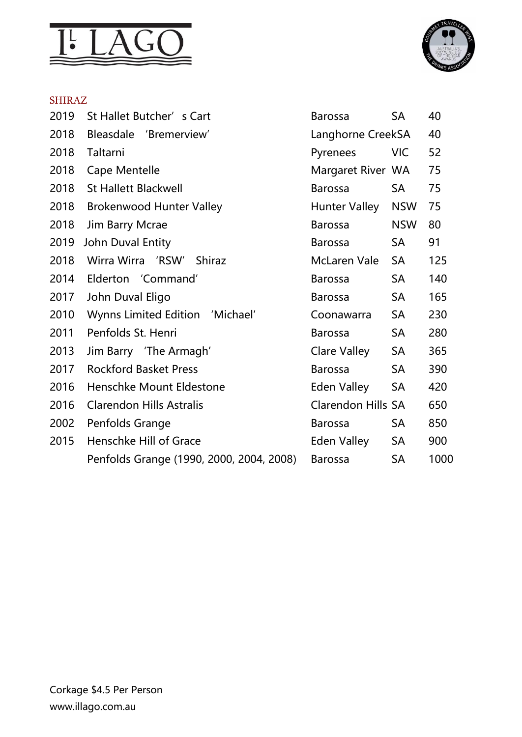# IL LAGO

## SHIRAZ

| Year | Wine | Region | State | Price |
|---|---|---|---|---|
| 2019 | St Hallet Butcher' s Cart | Barossa | SA | 40 |
| 2018 | Bleasdale 'Bremerview' | Langhorne Creek | SA | 40 |
| 2018 | Taltarni | Pyrenees | VIC | 52 |
| 2018 | Cape Mentelle | Margaret River | WA | 75 |
| 2018 | St Hallett Blackwell | Barossa | SA | 75 |
| 2018 | Brokenwood Hunter Valley | Hunter Valley | NSW | 75 |
| 2018 | Jim Barry Mcrae | Barossa | NSW | 80 |
| 2019 | John Duval Entity | Barossa | SA | 91 |
| 2018 | Wirra Wirra 'RSW' Shiraz | McLaren Vale | SA | 125 |
| 2014 | Elderton 'Command' | Barossa | SA | 140 |
| 2017 | John Duval Eligo | Barossa | SA | 165 |
| 2010 | Wynns Limited Edition 'Michael' | Coonawarra | SA | 230 |
| 2011 | Penfolds St. Henri | Barossa | SA | 280 |
| 2013 | Jim Barry 'The Armagh' | Clare Valley | SA | 365 |
| 2017 | Rockford Basket Press | Barossa | SA | 390 |
| 2016 | Henschke Mount Eldestone | Eden Valley | SA | 420 |
| 2016 | Clarendon Hills Astralis | Clarendon Hills | SA | 650 |
| 2002 | Penfolds Grange | Barossa | SA | 850 |
| 2015 | Henschke Hill of Grace | Eden Valley | SA | 900 |
| | Penfolds Grange (1990, 2000, 2004, 2008) | Barossa | SA | 1000 |

Corkage $4.5 Per Person

www.illago.com.au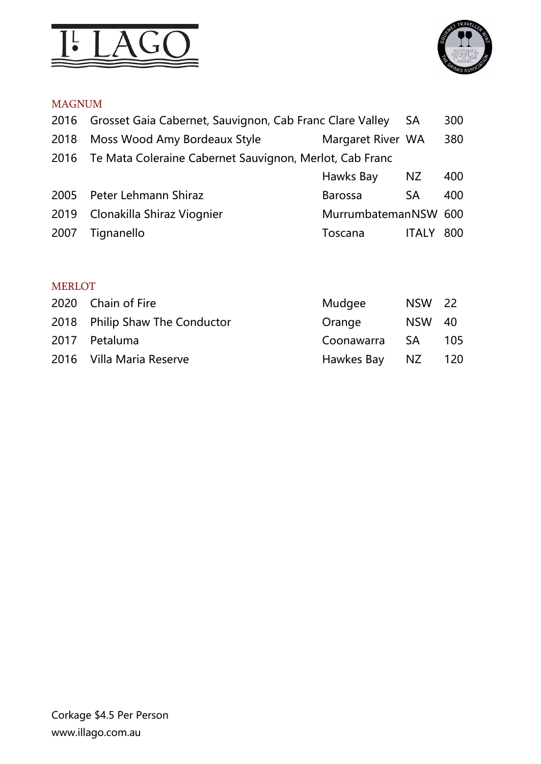# IL LAGO

## MAGNUM

| Year | Wine | Region | State | Price |
|---|---|---|---|---|
| 2016 | Grosset Gaia Cabernet, Sauvignon, Cab Franc | Clare Valley | SA | 300 |
| 2018 | Moss Wood Amy Bordeaux Style | Margaret River | WA | 380 |
| 2016 | Te Mata Coleraine Cabernet Sauvignon, Merlot, Cab Franc | Hawks Bay | NZ | 400 |
| 2005 | Peter Lehmann Shiraz | Barossa | SA | 400 |
| 2019 | Clonakilla Shiraz Viognier | Murrumbateman | NSW | 600 |
| 2007 | Tignanello | Toscana | ITALY | 800 |

## MERLOT

| Year | Wine | Region | State | Price |
|---|---|---|---|---|
| 2020 | Chain of Fire | Mudgee | NSW | 22 |
| 2018 | Philip Shaw The Conductor | Orange | NSW | 40 |
| 2017 | Petaluma | Coonawarra | SA | 105 |
| 2016 | Villa Maria Reserve | Hawkes Bay | NZ | 120 |

Corkage $4.5 Per Person
www.illago.com.au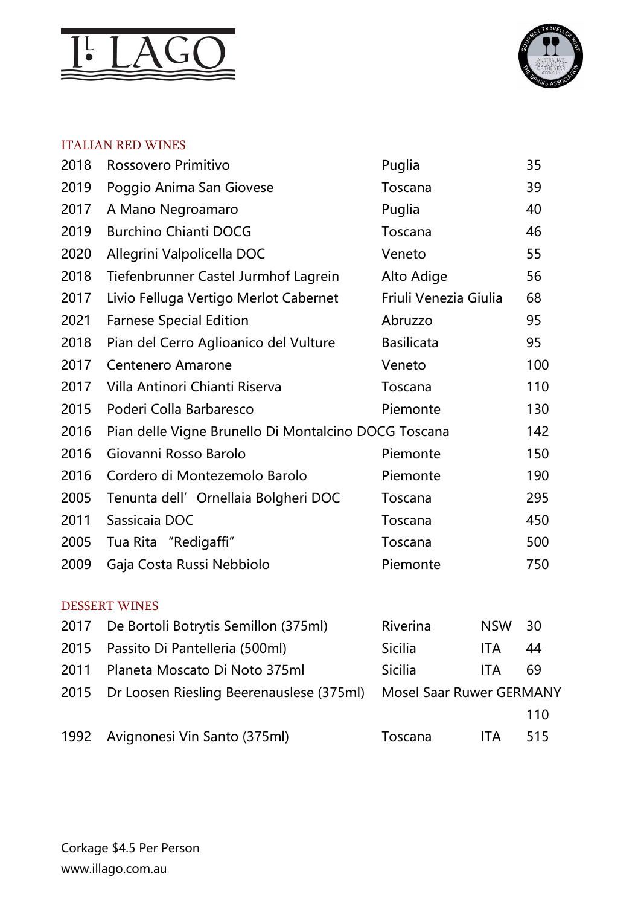# IL LAGO

## ITALIAN RED WINES

| | | | |
|---|---|---|---|
| 2018 | Rossovero Primitivo | Puglia | 35 |
| 2019 | Poggio Anima San Giovese | Toscana | 39 |
| 2017 | A Mano Negroamaro | Puglia | 40 |
| 2019 | Burchino Chianti DOCG | Toscana | 46 |
| 2020 | Allegrini Valpolicella DOC | Veneto | 55 |
| 2018 | Tiefenbrunner Castel Jurmhof Lagrein | Alto Adige | 56 |
| 2017 | Livio Felluga Vertigo Merlot Cabernet | Friuli Venezia Giulia | 68 |
| 2021 | Farnese Special Edition | Abruzzo | 95 |
| 2018 | Pian del Cerro Aglioanico del Vulture | Basilicata | 95 |
| 2017 | Centenero Amarone | Veneto | 100 |
| 2017 | Villa Antinori Chianti Riserva | Toscana | 110 |
| 2015 | Poderi Colla Barbaresco | Piemonte | 130 |
| 2016 | Pian delle Vigne Brunello Di Montalcino DOCG | Toscana | 142 |
| 2016 | Giovanni Rosso Barolo | Piemonte | 150 |
| 2016 | Cordero di Montezemolo Barolo | Piemonte | 190 |
| 2005 | Tenunta dell' Ornellaia Bolgheri DOC | Toscana | 295 |
| 2011 | Sassicaia DOC | Toscana | 450 |
| 2005 | Tua Rita "Redigaffi" | Toscana | 500 |
| 2009 | Gaja Costa Russi Nebbiolo | Piemonte | 750 |

## DESSERT WINES

| | | | | |
|---|---|---|---|---|
| 2017 | De Bortoli Botrytis Semillon (375ml) | Riverina | NSW | 30 |
| 2015 | Passito Di Pantelleria (500ml) | Sicilia | ITA | 44 |
| 2011 | Planeta Moscato Di Noto 375ml | Sicilia | ITA | 69 |
| 2015 | Dr Loosen Riesling Beerenauslese (375ml) | Mosel Saar Ruwer | GERMANY | 110 |
| 1992 | Avignonesi Vin Santo (375ml) | Toscana | ITA | 515 |

Corkage $4.5 Per Person

www.illago.com.au